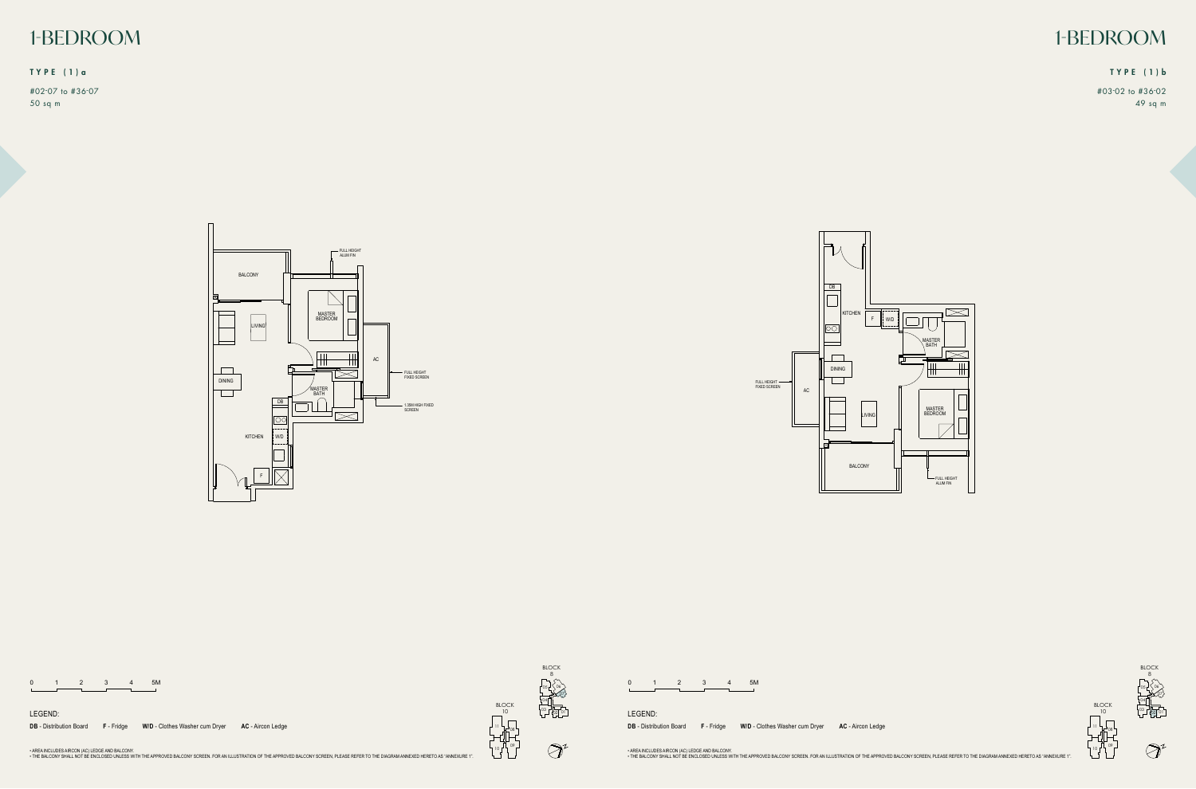# 1-BEDROOM

**TYPE (1)a**

#02-07 to #36-07
50 sq m

BALCONY

LIVING

DINING

KITCHEN

MASTER BEDROOM

MASTER BATH

DB

W/D

F

AC

FULL HEIGHT ALUM FIN

FULL HEIGHT FIXED SCREEN

1.35M HIGH FIXED SCREEN

0 1 2 3 4 5M

LEGEND:

**DB** - Distribution Board **F** - Fridge **W/D** - Clothes Washer cum Dryer **AC** - Aircon Ledge

• AREA INCLUDES AIRCON (AC) LEDGE AND BALCONY.
• THE BALCONY SHALL NOT BE ENCLOSED UNLESS WITH THE APPROVED BALCONY SCREEN. FOR AN ILLUSTRATION OF THE APPROVED BALCONY SCREEN, PLEASE REFER TO THE DIAGRAM ANNEXED HERETO AS "ANNEXURE 1".

BLOCK 8

BLOCK 10

# 1-BEDROOM

**TYPE (1)b**

#03-02 to #36-02
49 sq m

DB

KITCHEN

F

W/D

MASTER BATH

DINING

AC

FULL HEIGHT FIXED SCREEN

LIVING

MASTER BEDROOM

BALCONY

FULL HEIGHT ALUM FIN

0 1 2 3 4 5M

LEGEND:

**DB** - Distribution Board **F** - Fridge **W/D** - Clothes Washer cum Dryer **AC** - Aircon Ledge

• AREA INCLUDES AIRCON (AC) LEDGE AND BALCONY.
• THE BALCONY SHALL NOT BE ENCLOSED UNLESS WITH THE APPROVED BALCONY SCREEN. FOR AN ILLUSTRATION OF THE APPROVED BALCONY SCREEN, PLEASE REFER TO THE DIAGRAM ANNEXED HERETO AS "ANNEXURE 1".

BLOCK 8

BLOCK 10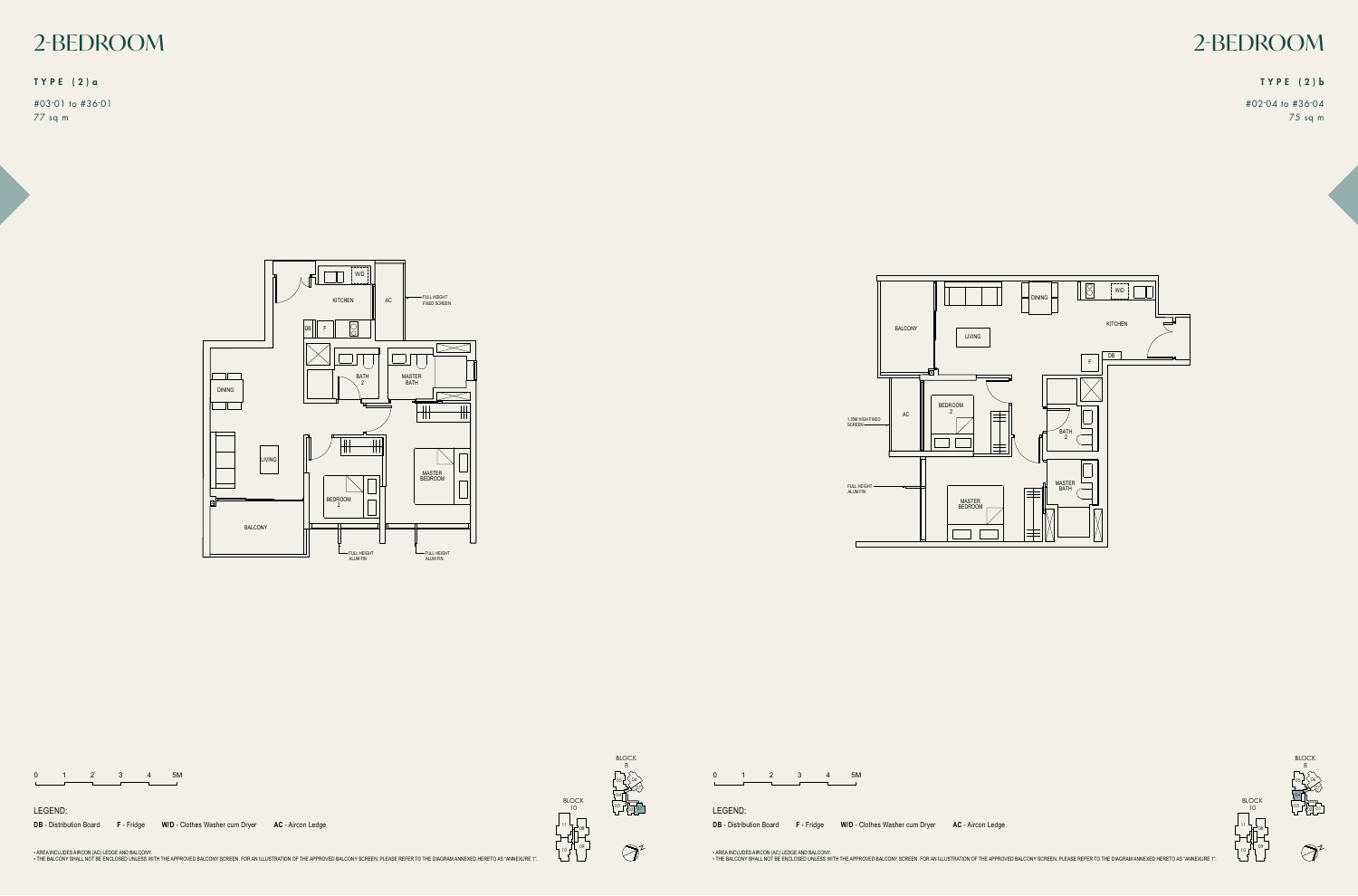# 2-BEDROOM

**TYPE (2)a**

#03-01 to #36-01

*77 sq m*

KITCHEN | W/D | AC | FULL HEIGHT FIXED SCREEN | DB | F | BATH 2 | MASTER BATH | DINING | LIVING | MASTER BEDROOM | BEDROOM 2 | BALCONY | FULL HEIGHT ALUM FIN | FULL HEIGHT ALUM FIN

0 1 2 3 4 5M

LEGEND:

**DB** - Distribution Board **F** - Fridge **W/D** - Clothes Washer cum Dryer **AC** - Aircon Ledge

• AREA INCLUDES AIRCON (AC) LEDGE AND BALCONY.
• THE BALCONY SHALL NOT BE ENCLOSED UNLESS WITH THE APPROVED BALCONY SCREEN. FOR AN ILLUSTRATION OF THE APPROVED BALCONY SCREEN, PLEASE REFER TO THE DIAGRAM ANNEXED HERETO AS "ANNEXURE 1".

BLOCK 8 | BLOCK 10

# 2-BEDROOM

**TYPE (2)b**

#02-04 to #36-04

*75 sq m*

BALCONY | DINING | W/D | KITCHEN | LIVING | DB | F | AC | BEDROOM 2 | 1.55M HIGH FIXED SCREEN | BATH 2 | FULL HEIGHT ALUM FIN | MASTER BATH | MASTER BEDROOM

0 1 2 3 4 5M

LEGEND:

**DB** - Distribution Board **F** - Fridge **W/D** - Clothes Washer cum Dryer **AC** - Aircon Ledge

• AREA INCLUDES AIRCON (AC) LEDGE AND BALCONY.
• THE BALCONY SHALL NOT BE ENCLOSED UNLESS WITH THE APPROVED BALCONY SCREEN. FOR AN ILLUSTRATION OF THE APPROVED BALCONY SCREEN, PLEASE REFER TO THE DIAGRAM ANNEXED HERETO AS "ANNEXURE 1".

BLOCK 8 | BLOCK 10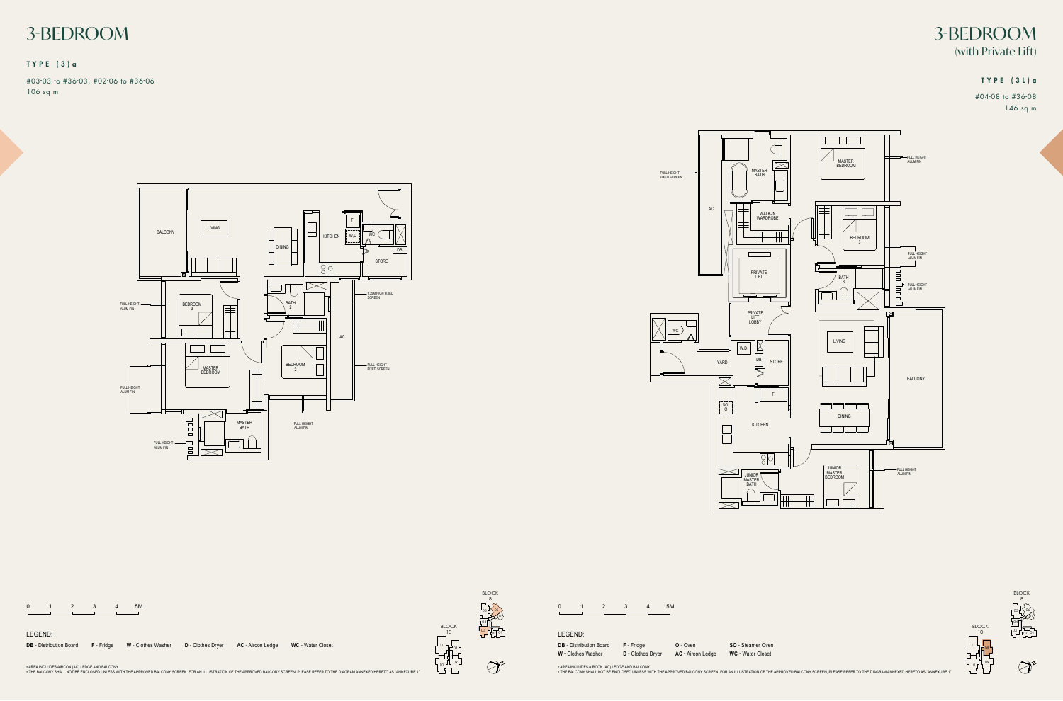# 3-BEDROOM

**TYPE (3)a**

#03-03 to #36-03, #02-06 to #36-06
106 sq m

BALCONY
LIVING
DINING
KITCHEN
F
W,D
WC
DB
STORE
BEDROOM 3
BATH 2
1.35M HIGH FIXED SCREEN
AC
MASTER BEDROOM
BEDROOM 2
FULL HEIGHT FIXED SCREEN
FULL HEIGHT ALUM FIN
FULL HEIGHT ALUM FIN
MASTER BATH
FULL HEIGHT ALUM FIN
FULL HEIGHT ALUM FIN

0 1 2 3 4 5M

LEGEND:

DB - Distribution Board F - Fridge W - Clothes Washer D - Clothes Dryer AC - Aircon Ledge WC - Water Closet

BLOCK 8
BLOCK 10

- AREA INCLUDES AIRCON (AC) LEDGE AND BALCONY.
- THE BALCONY SHALL NOT BE ENCLOSED UNLESS WITH THE APPROVED BALCONY SCREEN. FOR AN ILLUSTRATION OF THE APPROVED BALCONY SCREEN, PLEASE REFER TO THE DIAGRAM ANNEXED HERETO AS "ANNEXURE 1".

# 3-BEDROOM
## (with Private Lift)

**TYPE (3L)a**

#04-08 to #36-08
146 sq m

FULL HEIGHT FIXED SCREEN
MASTER BATH
MASTER BEDROOM
FULL HEIGHT ALUM FIN
AC
WALK-IN WARDROBE
BEDROOM 3
FULL HEIGHT ALUM FIN
PRIVATE LIFT
BATH 3
FULL HEIGHT ALUM FIN
PRIVATE LIFT LOBBY
WC
LIVING
YARD
W,D
DB
STORE
BALCONY
F
SO O
DINING
KITCHEN
JUNIOR MASTER BATH
JUNIOR MASTER BEDROOM
FULL HEIGHT ALUM FIN

0 1 2 3 4 5M

LEGEND:

DB - Distribution Board F - Fridge O - Oven SO - Steamer Oven
W - Clothes Washer D - Clothes Dryer AC - Aircon Ledge WC - Water Closet

BLOCK 8
BLOCK 10

- AREA INCLUDES AIRCON (AC) LEDGE AND BALCONY.
- THE BALCONY SHALL NOT BE ENCLOSED UNLESS WITH THE APPROVED BALCONY SCREEN. FOR AN ILLUSTRATION OF THE APPROVED BALCONY SCREEN, PLEASE REFER TO THE DIAGRAM ANNEXED HERETO AS "ANNEXURE 1".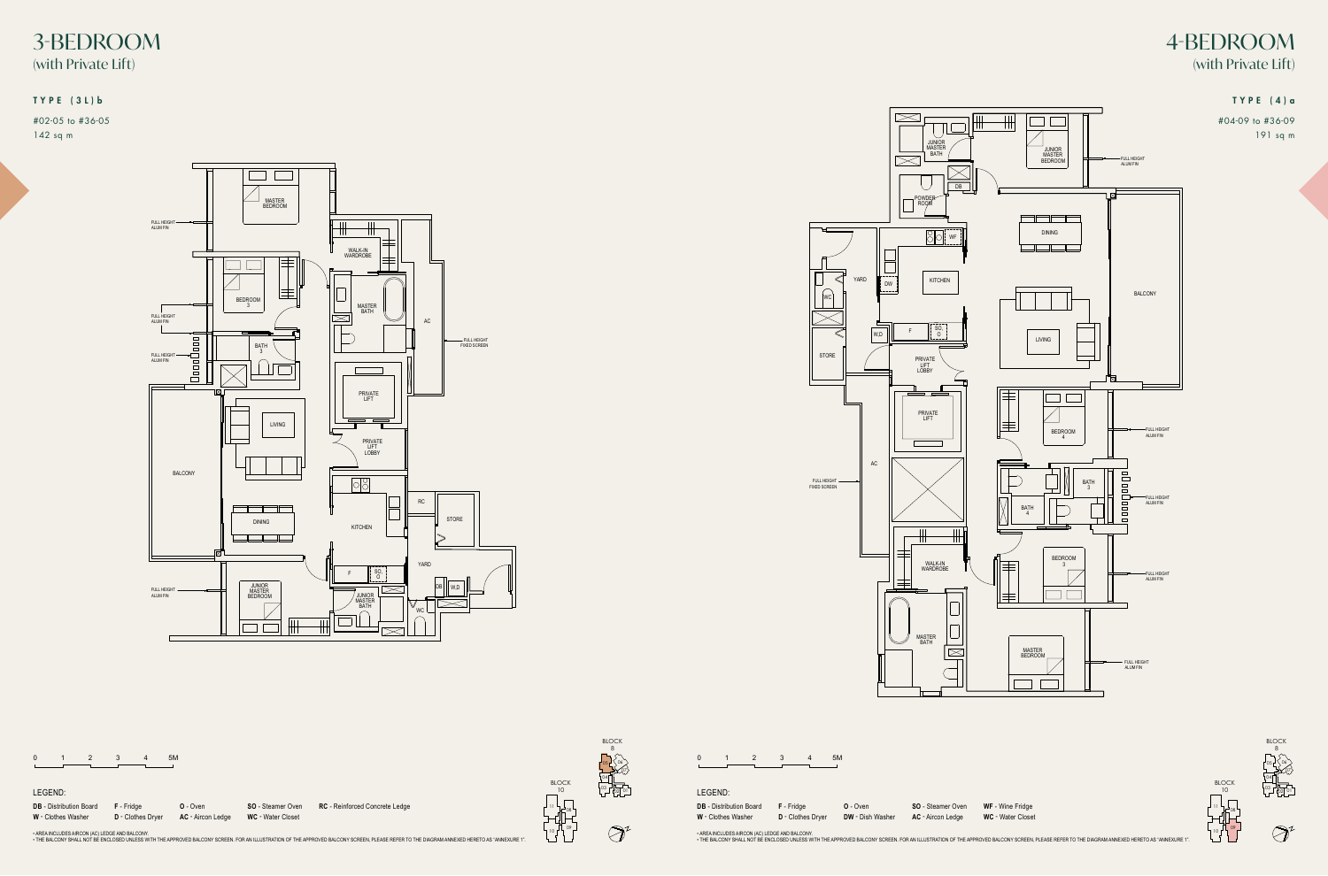# 3-BEDROOM
(with Private Lift)

**TYPE (3L)b**

#02-05 to #36-05

142 sq m

MASTER BEDROOM

FULL HEIGHT ALUM FIN

WALK-IN WARDROBE

BEDROOM 3

MASTER BATH

AC

FULL HEIGHT FIXED SCREEN

BATH 3

PRIVATE LIFT

LIVING

PRIVATE LIFT LOBBY

BALCONY

RC

STORE

DINING

KITCHEN

YARD

F

SO O

JUNIOR MASTER BEDROOM

JUNIOR MASTER BATH

DB

W.D

WC

0 1 2 3 4 5M

BLOCK 8

BLOCK 10

LEGEND:

**DB** - Distribution Board **F** - Fridge **O** - Oven **SO** - Steamer Oven **RC** - Reinforced Concrete Ledge

**W** - Clothes Washer **D** - Clothes Dryer **AC** - Aircon Ledge **WC** - Water Closet

• AREA INCLUDES AIRCON (AC) LEDGE AND BALCONY.

• THE BALCONY SHALL NOT BE ENCLOSED UNLESS WITH THE APPROVED BALCONY SCREEN. FOR AN ILLUSTRATION OF THE APPROVED BALCONY SCREEN, PLEASE REFER TO THE DIAGRAM ANNEXED HERETO AS "ANNEXURE 1".

# 4-BEDROOM
(with Private Lift)

**TYPE (4)a**

#04-09 to #36-09

191 sq m

JUNIOR MASTER BATH

JUNIOR MASTER BEDROOM

FULL HEIGHT ALUM FIN

DB

POWDER ROOM

DINING

WF

YARD

DW

KITCHEN

BALCONY

WC

LIVING

W.D

F

SO O

STORE

PRIVATE LIFT LOBBY

PRIVATE LIFT

BEDROOM 4

AC

FULL HEIGHT FIXED SCREEN

BATH 3

BATH 4

WALK-IN WARDROBE

BEDROOM 3

MASTER BATH

MASTER BEDROOM

0 1 2 3 4 5M

BLOCK 8

BLOCK 10

LEGEND:

**DB** - Distribution Board **F** - Fridge **O** - Oven **SO** - Steamer Oven **WF** - Wine Fridge

**W** - Clothes Washer **D** - Clothes Dryer **DW** - Dish Washer **AC** - Aircon Ledge **WC** - Water Closet

• AREA INCLUDES AIRCON (AC) LEDGE AND BALCONY.

• THE BALCONY SHALL NOT BE ENCLOSED UNLESS WITH THE APPROVED BALCONY SCREEN. FOR AN ILLUSTRATION OF THE APPROVED BALCONY SCREEN, PLEASE REFER TO THE DIAGRAM ANNEXED HERETO AS "ANNEXURE 1".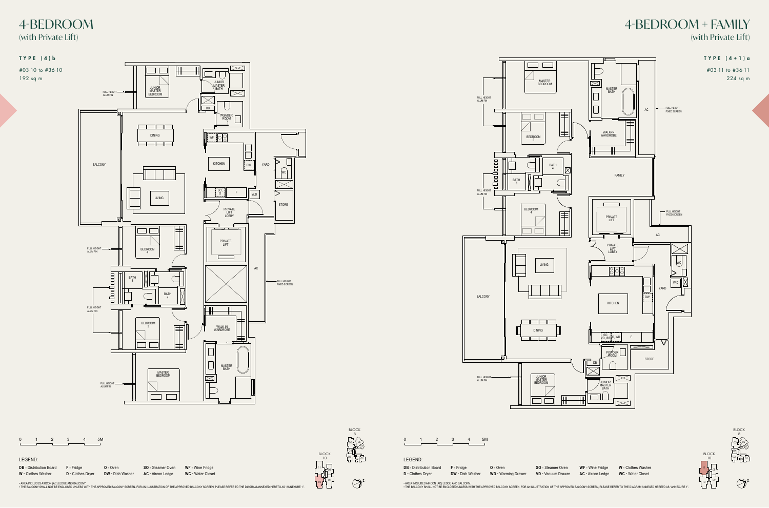# 4-BEDROOM
(with Private Lift)

**TYPE (4)b**

#03-10 to #36-10

192 sq m

JUNIOR MASTER BEDROOM
JUNIOR MASTER BATH
FULL HEIGHT ALUM FIN
DB
POWDER ROOM
DINING
WF
BALCONY
KITCHEN
DW
YARD
WC
LIVING
SO O
F
W.D
STORE
PRIVATE LIFT LOBBY
BEDROOM 4
PRIVATE LIFT
FULL HEIGHT ALUM FIN
AC
BATH 3
BATH 4
FULL HEIGHT FIXED SCREEN
FULL HEIGHT ALUM FIN
BEDROOM 3
WALK-IN WARDROBE
MASTER BEDROOM
MASTER BATH
FULL HEIGHT ALUM FIN

0 1 2 3 4 5M

BLOCK 8
BLOCK 10

LEGEND:

| | | | | |
|---|---|---|---|---|
| DB - Distribution Board | F - Fridge | O - Oven | SO - Steamer Oven | WF - Wine Fridge |
| W - Clothes Washer | D - Clothes Dryer | DW - Dish Washer | AC - Aircon Ledge | WC - Water Closet |

• AREA INCLUDES AIRCON (AC) LEDGE AND BALCONY.
• THE BALCONY SHALL NOT BE ENCLOSED UNLESS WITH THE APPROVED BALCONY SCREEN. FOR AN ILLUSTRATION OF THE APPROVED BALCONY SCREEN, PLEASE REFER TO THE DIAGRAM ANNEXED HERETO AS "ANNEXURE 1".

# 4-BEDROOM + FAMILY
(with Private Lift)

**TYPE (4+1)a**

#03-11 to #36-11

224 sq m

MASTER BEDROOM
MASTER BATH
FULL HEIGHT ALUM FIN
AC
FULL HEIGHT FIXED SCREEN
BEDROOM 3
WALK-IN WARDROBE
BATH 4
BATH 3
FAMILY
FULL HEIGHT ALUM FIN
BEDROOM 4
PRIVATE LIFT
FULL HEIGHT FIXED SCREEN
PRIVATE LIFT LOBBY
AC
LIVING
WC
W.D
YARD
BALCONY
DW
KITCHEN
DINING
SO VD, WF
O, WD
F
POWDER ROOM
STORE
DB
FULL HEIGHT ALUM FIN
JUNIOR MASTER BEDROOM
JUNIOR MASTER BATH

0 1 2 3 4 5M

BLOCK 8
BLOCK 10

LEGEND:

| | | | | | |
|---|---|---|---|---|---|
| DB - Distribution Board | F - Fridge | O - Oven | SO - Steamer Oven | WF - Wine Fridge | W - Clothes Washer |
| D - Clothes Dryer | DW - Dish Washer | WD - Warming Drawer | VD - Vacuum Drawer | AC - Aircon Ledge | WC - Water Closet |

• AREA INCLUDES AIRCON (AC) LEDGE AND BALCONY.
• THE BALCONY SHALL NOT BE ENCLOSED UNLESS WITH THE APPROVED BALCONY SCREEN. FOR AN ILLUSTRATION OF THE APPROVED BALCONY SCREEN, PLEASE REFER TO THE DIAGRAM ANNEXED HERETO AS "ANNEXURE 1".